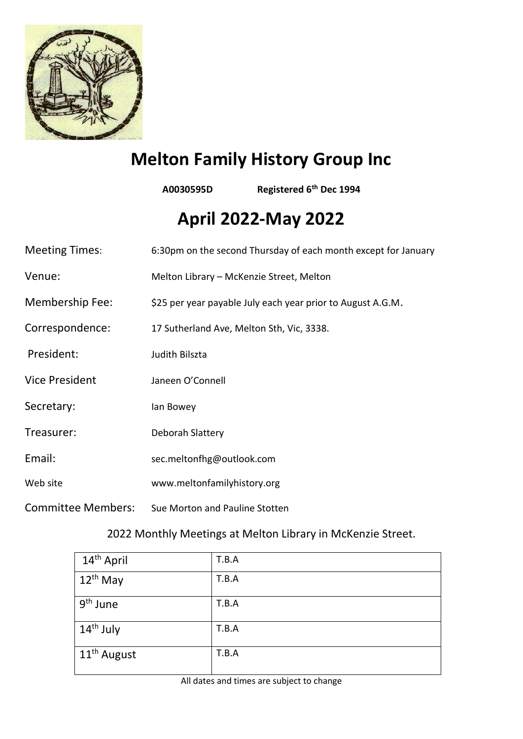# Melton Family History Group Inc

**A0030595D** **Registered 6th Dec 1994**

# April 2022-May 2022

Meeting Times: 6:30pm on the second Thursday of each month except for January

Venue: Melton Library – McKenzie Street, Melton

Membership Fee: $25 per year payable July each year prior to August A.G.M.

Correspondence: 17 Sutherland Ave, Melton Sth, Vic, 3338.

President: Judith Bilszta

Vice President Janeen O'Connell

Secretary: Ian Bowey

Treasurer: Deborah Slattery

Email: sec.meltonfhg@outlook.com

Web site www.meltonfamilyhistory.org

Committee Members: Sue Morton and Pauline Stotten

2022 Monthly Meetings at Melton Library in McKenzie Street.

| | |
|---|---|
| 14th April | T.B.A |
| 12th May | T.B.A |
| 9th June | T.B.A |
| 14th July | T.B.A |
| 11th August | T.B.A |

All dates and times are subject to change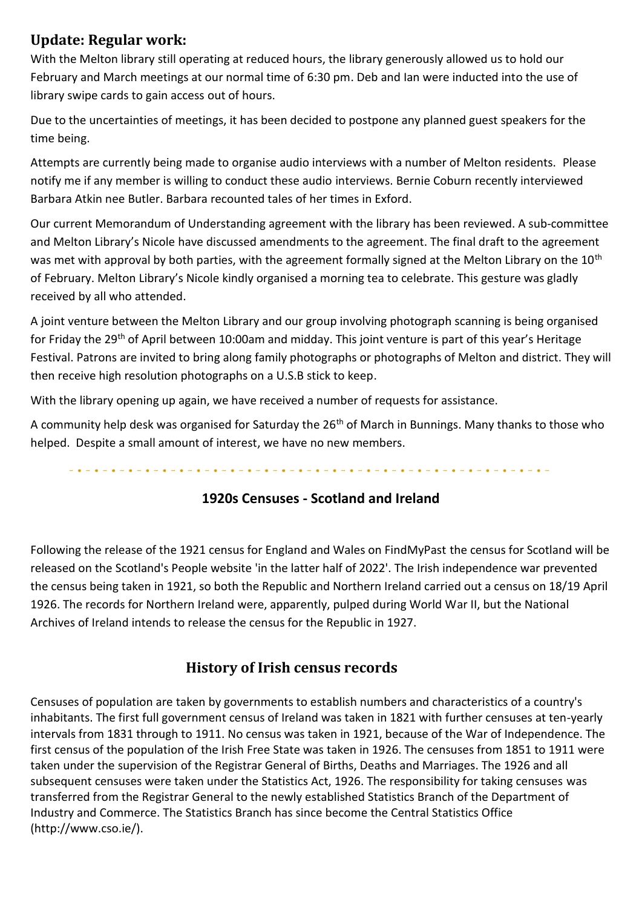## Update: Regular work:

With the Melton library still operating at reduced hours, the library generously allowed us to hold our February and March meetings at our normal time of 6:30 pm. Deb and Ian were inducted into the use of library swipe cards to gain access out of hours.

Due to the uncertainties of meetings, it has been decided to postpone any planned guest speakers for the time being.

Attempts are currently being made to organise audio interviews with a number of Melton residents. Please notify me if any member is willing to conduct these audio interviews. Bernie Coburn recently interviewed Barbara Atkin nee Butler. Barbara recounted tales of her times in Exford.

Our current Memorandum of Understanding agreement with the library has been reviewed. A sub-committee and Melton Library's Nicole have discussed amendments to the agreement. The final draft to the agreement was met with approval by both parties, with the agreement formally signed at the Melton Library on the 10th of February. Melton Library's Nicole kindly organised a morning tea to celebrate. This gesture was gladly received by all who attended.

A joint venture between the Melton Library and our group involving photograph scanning is being organised for Friday the 29th of April between 10:00am and midday. This joint venture is part of this year's Heritage Festival. Patrons are invited to bring along family photographs or photographs of Melton and district. They will then receive high resolution photographs on a U.S.B stick to keep.

With the library opening up again, we have received a number of requests for assistance.

A community help desk was organised for Saturday the 26th of March in Bunnings. Many thanks to those who helped. Despite a small amount of interest, we have no new members.

---

### 1920s Censuses - Scotland and Ireland

Following the release of the 1921 census for England and Wales on FindMyPast the census for Scotland will be released on the Scotland's People website 'in the latter half of 2022'. The Irish independence war prevented the census being taken in 1921, so both the Republic and Northern Ireland carried out a census on 18/19 April 1926. The records for Northern Ireland were, apparently, pulped during World War II, but the National Archives of Ireland intends to release the census for the Republic in 1927.

## History of Irish census records

Censuses of population are taken by governments to establish numbers and characteristics of a country's inhabitants. The first full government census of Ireland was taken in 1821 with further censuses at ten-yearly intervals from 1831 through to 1911. No census was taken in 1921, because of the War of Independence. The first census of the population of the Irish Free State was taken in 1926. The censuses from 1851 to 1911 were taken under the supervision of the Registrar General of Births, Deaths and Marriages. The 1926 and all subsequent censuses were taken under the Statistics Act, 1926. The responsibility for taking censuses was transferred from the Registrar General to the newly established Statistics Branch of the Department of Industry and Commerce. The Statistics Branch has since become the Central Statistics Office (http://www.cso.ie/).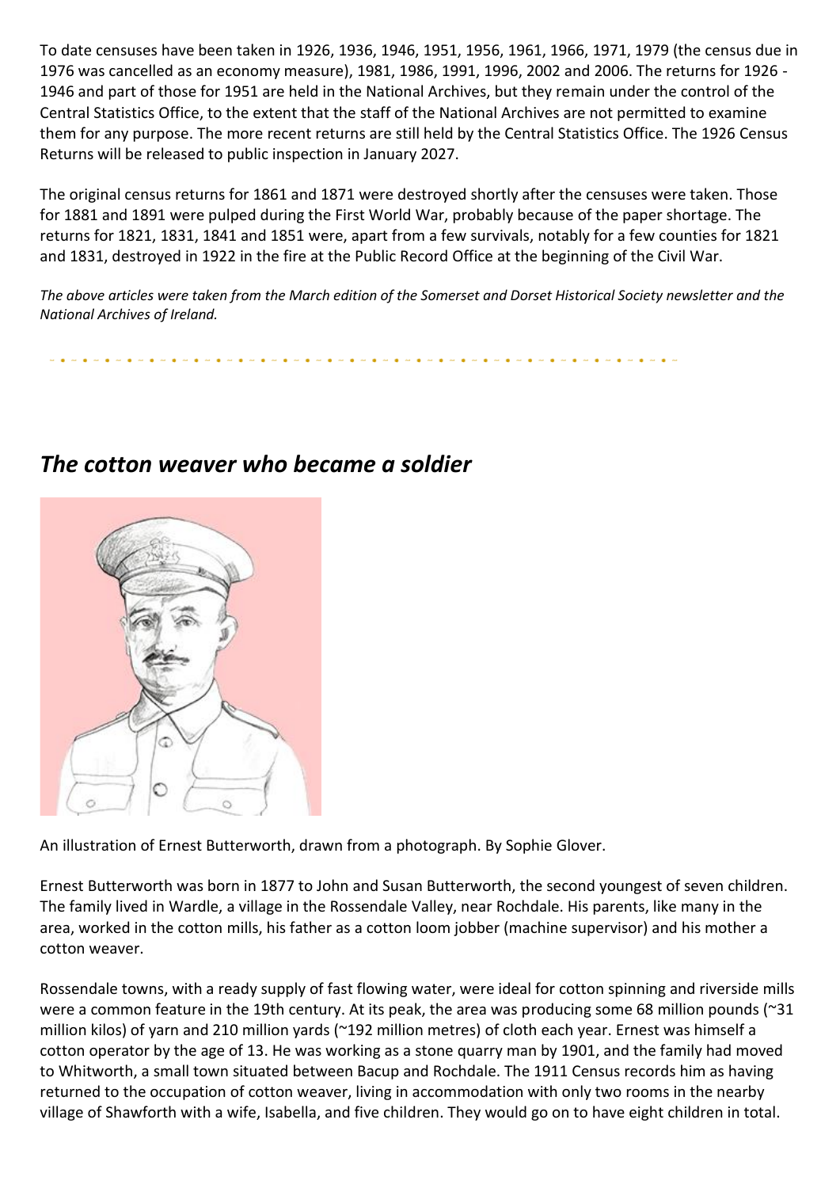To date censuses have been taken in 1926, 1936, 1946, 1951, 1956, 1961, 1966, 1971, 1979 (the census due in 1976 was cancelled as an economy measure), 1981, 1986, 1991, 1996, 2002 and 2006. The returns for 1926 - 1946 and part of those for 1951 are held in the National Archives, but they remain under the control of the Central Statistics Office, to the extent that the staff of the National Archives are not permitted to examine them for any purpose. The more recent returns are still held by the Central Statistics Office. The 1926 Census Returns will be released to public inspection in January 2027.

The original census returns for 1861 and 1871 were destroyed shortly after the censuses were taken. Those for 1881 and 1891 were pulped during the First World War, probably because of the paper shortage. The returns for 1821, 1831, 1841 and 1851 were, apart from a few survivals, notably for a few counties for 1821 and 1831, destroyed in 1922 in the fire at the Public Record Office at the beginning of the Civil War.

*The above articles were taken from the March edition of the Somerset and Dorset Historical Society newsletter and the National Archives of Ireland.*

## *The cotton weaver who became a soldier*

An illustration of Ernest Butterworth, drawn from a photograph. By Sophie Glover.

Ernest Butterworth was born in 1877 to John and Susan Butterworth, the second youngest of seven children. The family lived in Wardle, a village in the Rossendale Valley, near Rochdale. His parents, like many in the area, worked in the cotton mills, his father as a cotton loom jobber (machine supervisor) and his mother a cotton weaver.

Rossendale towns, with a ready supply of fast flowing water, were ideal for cotton spinning and riverside mills were a common feature in the 19th century. At its peak, the area was producing some 68 million pounds (~31 million kilos) of yarn and 210 million yards (~192 million metres) of cloth each year. Ernest was himself a cotton operator by the age of 13. He was working as a stone quarry man by 1901, and the family had moved to Whitworth, a small town situated between Bacup and Rochdale. The 1911 Census records him as having returned to the occupation of cotton weaver, living in accommodation with only two rooms in the nearby village of Shawforth with a wife, Isabella, and five children. They would go on to have eight children in total.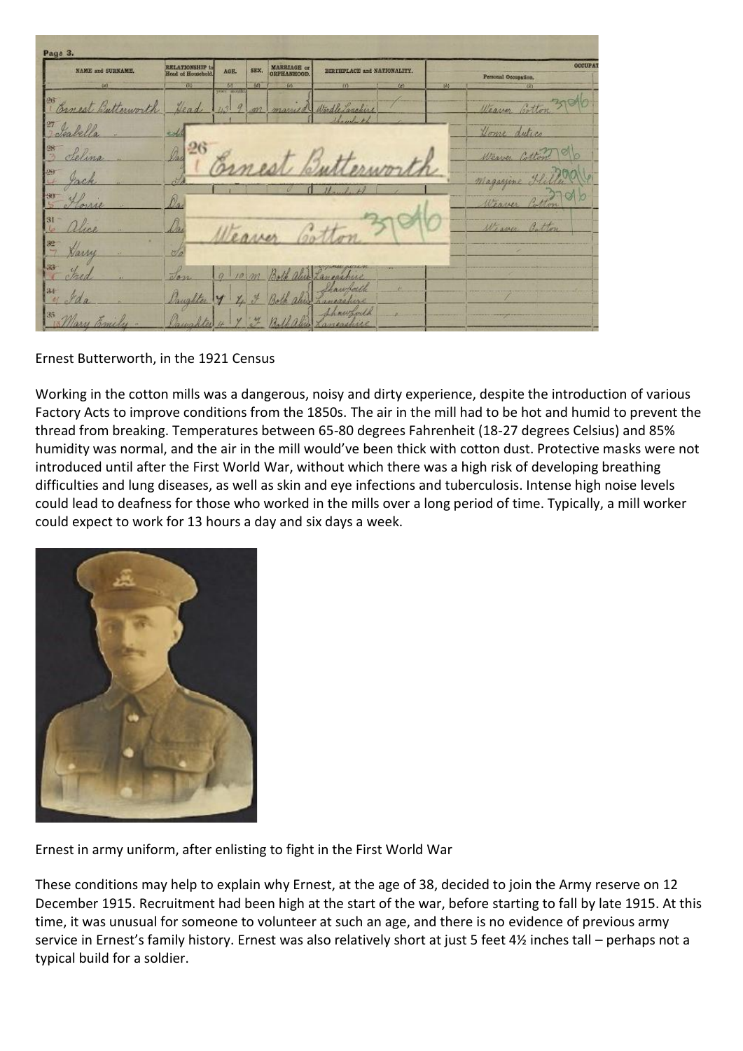Ernest Butterworth, in the 1921 Census

Working in the cotton mills was a dangerous, noisy and dirty experience, despite the introduction of various Factory Acts to improve conditions from the 1850s. The air in the mill had to be hot and humid to prevent the thread from breaking. Temperatures between 65-80 degrees Fahrenheit (18-27 degrees Celsius) and 85% humidity was normal, and the air in the mill would've been thick with cotton dust. Protective masks were not introduced until after the First World War, without which there was a high risk of developing breathing difficulties and lung diseases, as well as skin and eye infections and tuberculosis. Intense high noise levels could lead to deafness for those who worked in the mills over a long period of time. Typically, a mill worker could expect to work for 13 hours a day and six days a week.

Ernest in army uniform, after enlisting to fight in the First World War

These conditions may help to explain why Ernest, at the age of 38, decided to join the Army reserve on 12 December 1915. Recruitment had been high at the start of the war, before starting to fall by late 1915. At this time, it was unusual for someone to volunteer at such an age, and there is no evidence of previous army service in Ernest's family history. Ernest was also relatively short at just 5 feet 4½ inches tall – perhaps not a typical build for a soldier.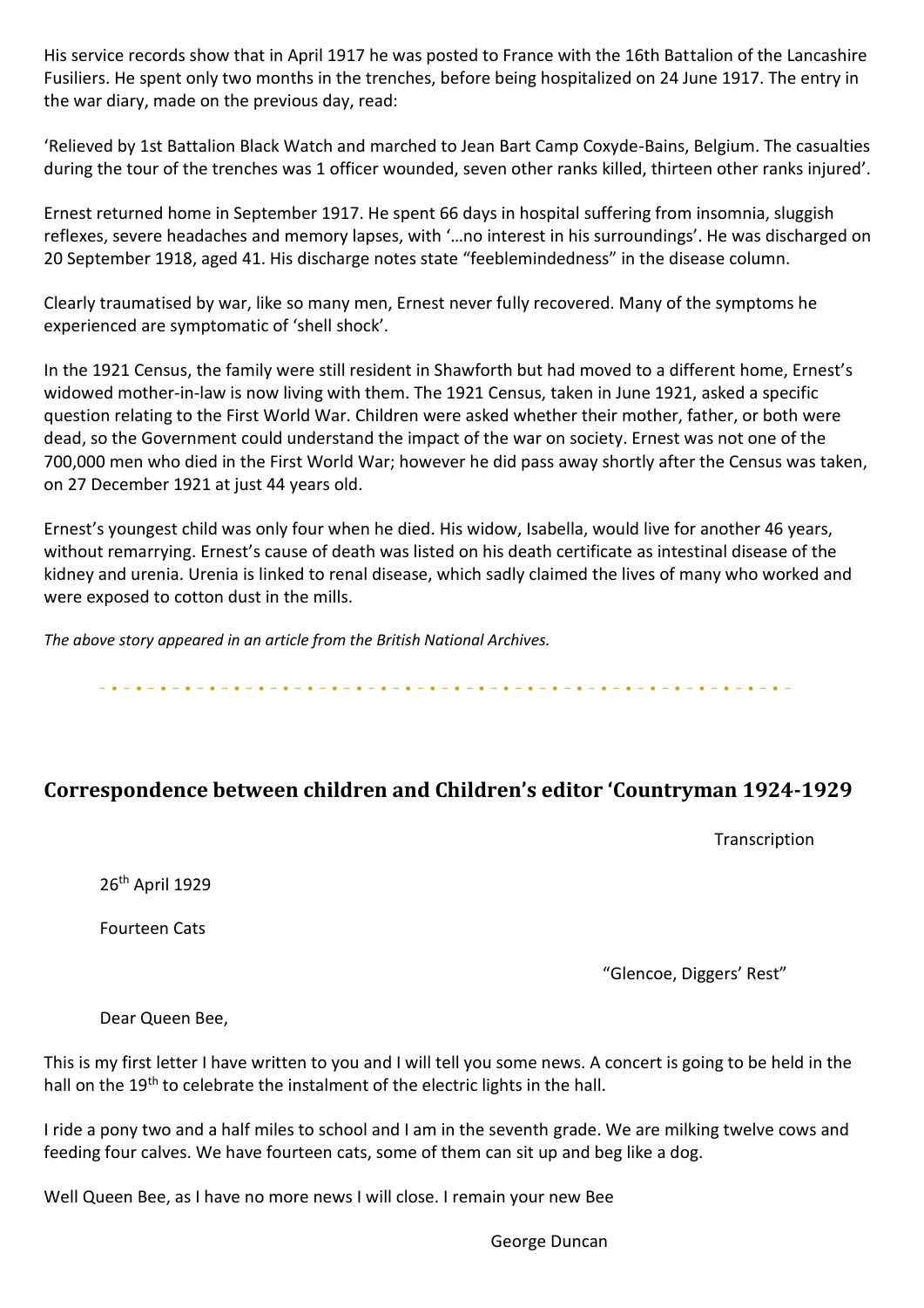His service records show that in April 1917 he was posted to France with the 16th Battalion of the Lancashire Fusiliers. He spent only two months in the trenches, before being hospitalized on 24 June 1917. The entry in the war diary, made on the previous day, read:

'Relieved by 1st Battalion Black Watch and marched to Jean Bart Camp Coxyde-Bains, Belgium. The casualties during the tour of the trenches was 1 officer wounded, seven other ranks killed, thirteen other ranks injured'.

Ernest returned home in September 1917. He spent 66 days in hospital suffering from insomnia, sluggish reflexes, severe headaches and memory lapses, with '…no interest in his surroundings'. He was discharged on 20 September 1918, aged 41. His discharge notes state "feeblemindedness" in the disease column.

Clearly traumatised by war, like so many men, Ernest never fully recovered. Many of the symptoms he experienced are symptomatic of 'shell shock'.

In the 1921 Census, the family were still resident in Shawforth but had moved to a different home, Ernest's widowed mother-in-law is now living with them. The 1921 Census, taken in June 1921, asked a specific question relating to the First World War. Children were asked whether their mother, father, or both were dead, so the Government could understand the impact of the war on society. Ernest was not one of the 700,000 men who died in the First World War; however he did pass away shortly after the Census was taken, on 27 December 1921 at just 44 years old.

Ernest's youngest child was only four when he died. His widow, Isabella, would live for another 46 years, without remarrying. Ernest's cause of death was listed on his death certificate as intestinal disease of the kidney and urenia. Urenia is linked to renal disease, which sadly claimed the lives of many who worked and were exposed to cotton dust in the mills.

*The above story appeared in an article from the British National Archives.*

---

## Correspondence between children and Children's editor 'Countryman 1924-1929

Transcription

26th April 1929

Fourteen Cats

"Glencoe, Diggers' Rest"

Dear Queen Bee,

This is my first letter I have written to you and I will tell you some news. A concert is going to be held in the hall on the 19th to celebrate the instalment of the electric lights in the hall.

I ride a pony two and a half miles to school and I am in the seventh grade. We are milking twelve cows and feeding four calves. We have fourteen cats, some of them can sit up and beg like a dog.

Well Queen Bee, as I have no more news I will close. I remain your new Bee

George Duncan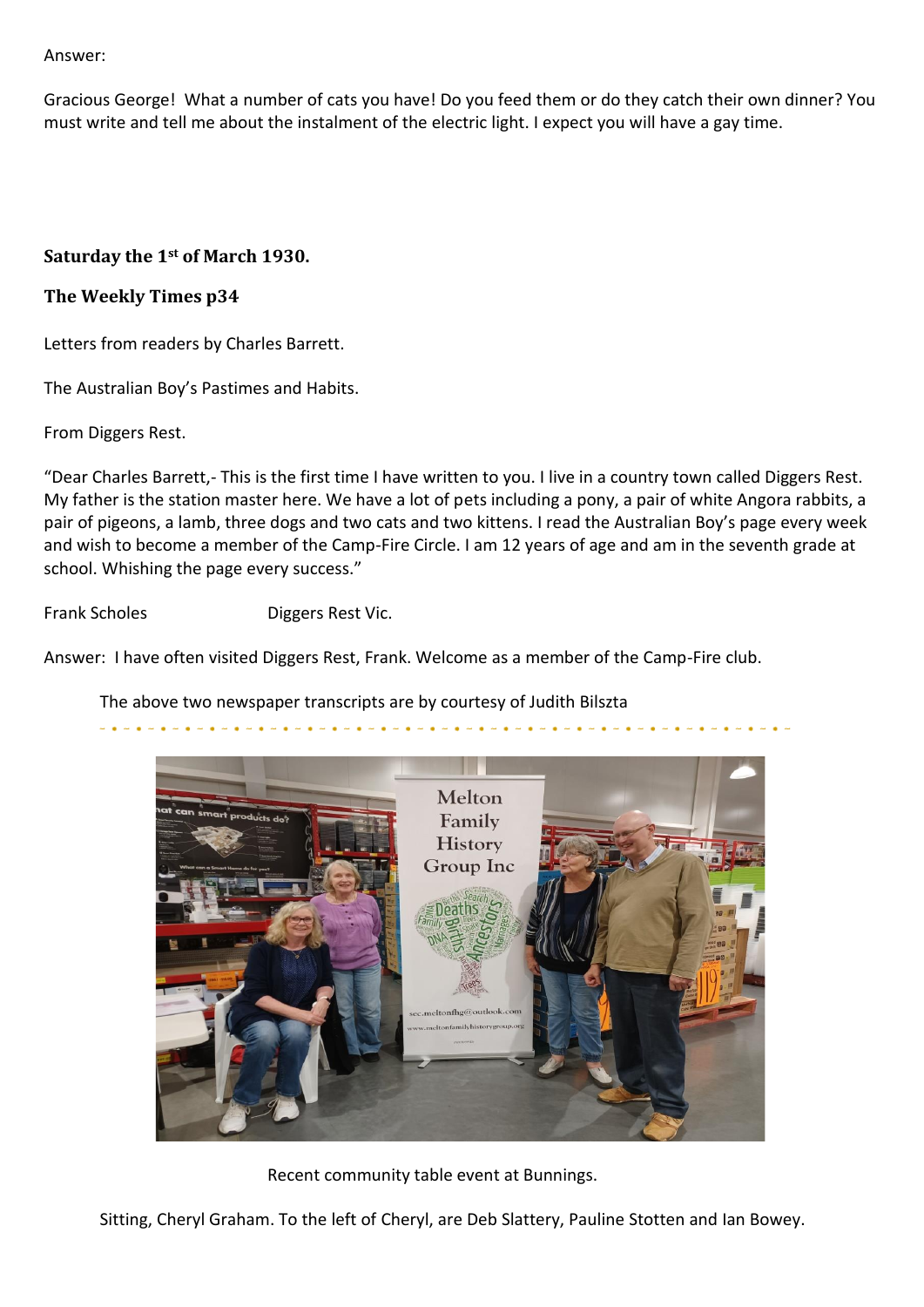Answer:

Gracious George! What a number of cats you have! Do you feed them or do they catch their own dinner? You must write and tell me about the instalment of the electric light. I expect you will have a gay time.

**Saturday the 1st of March 1930.**

**The Weekly Times p34**

Letters from readers by Charles Barrett.

The Australian Boy's Pastimes and Habits.

From Diggers Rest.

"Dear Charles Barrett,- This is the first time I have written to you. I live in a country town called Diggers Rest. My father is the station master here. We have a lot of pets including a pony, a pair of white Angora rabbits, a pair of pigeons, a lamb, three dogs and two cats and two kittens. I read the Australian Boy's page every week and wish to become a member of the Camp-Fire Circle. I am 12 years of age and am in the seventh grade at school. Whishing the page every success."

Frank Scholes Diggers Rest Vic.

Answer: I have often visited Diggers Rest, Frank. Welcome as a member of the Camp-Fire club.

The above two newspaper transcripts are by courtesy of Judith Bilszta

Recent community table event at Bunnings.

Sitting, Cheryl Graham. To the left of Cheryl, are Deb Slattery, Pauline Stotten and Ian Bowey.